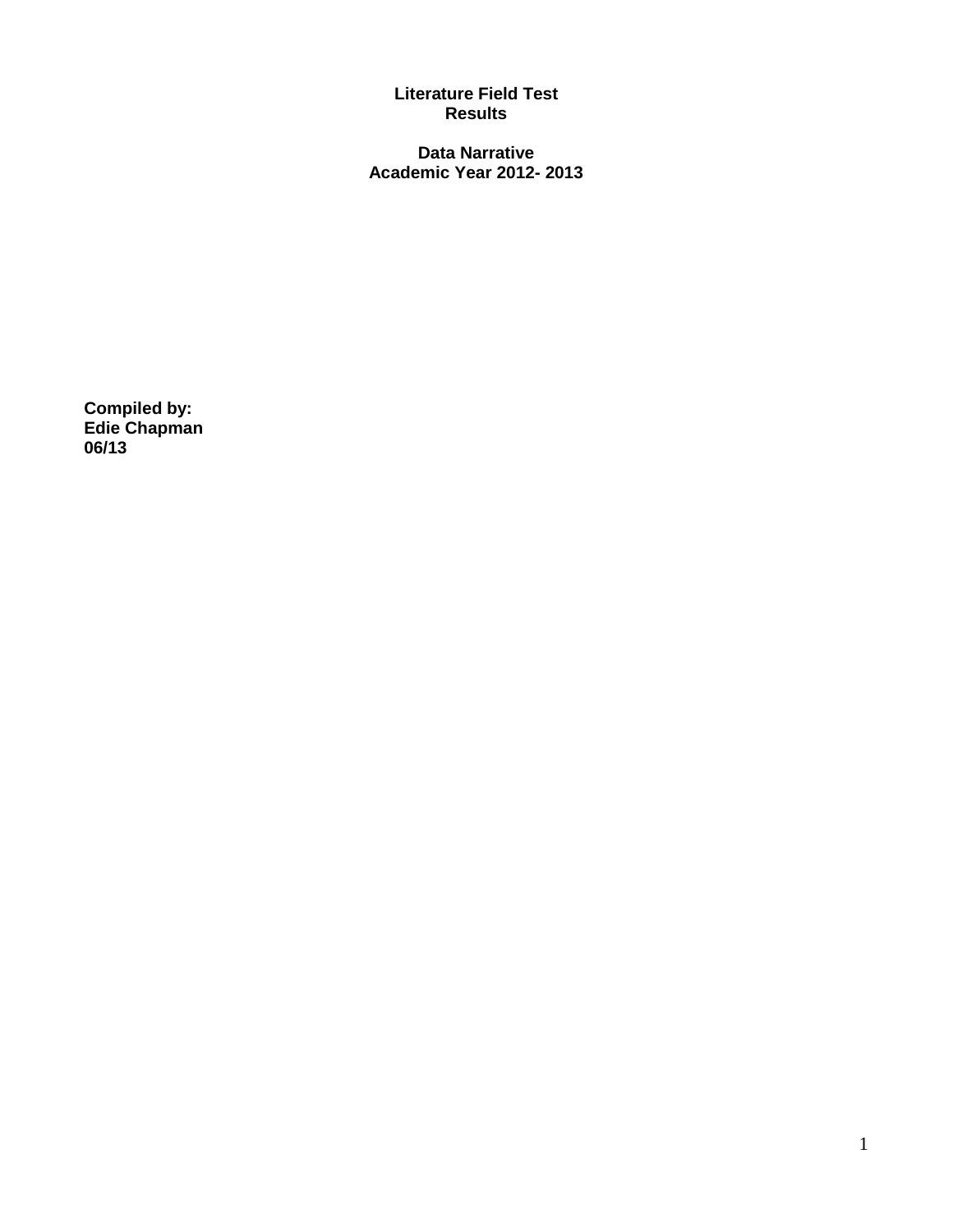# Literature Field Test Results

## Data Narrative
## Academic Year 2012- 2013

**Compiled by:**
**Edie Chapman**
**06/13**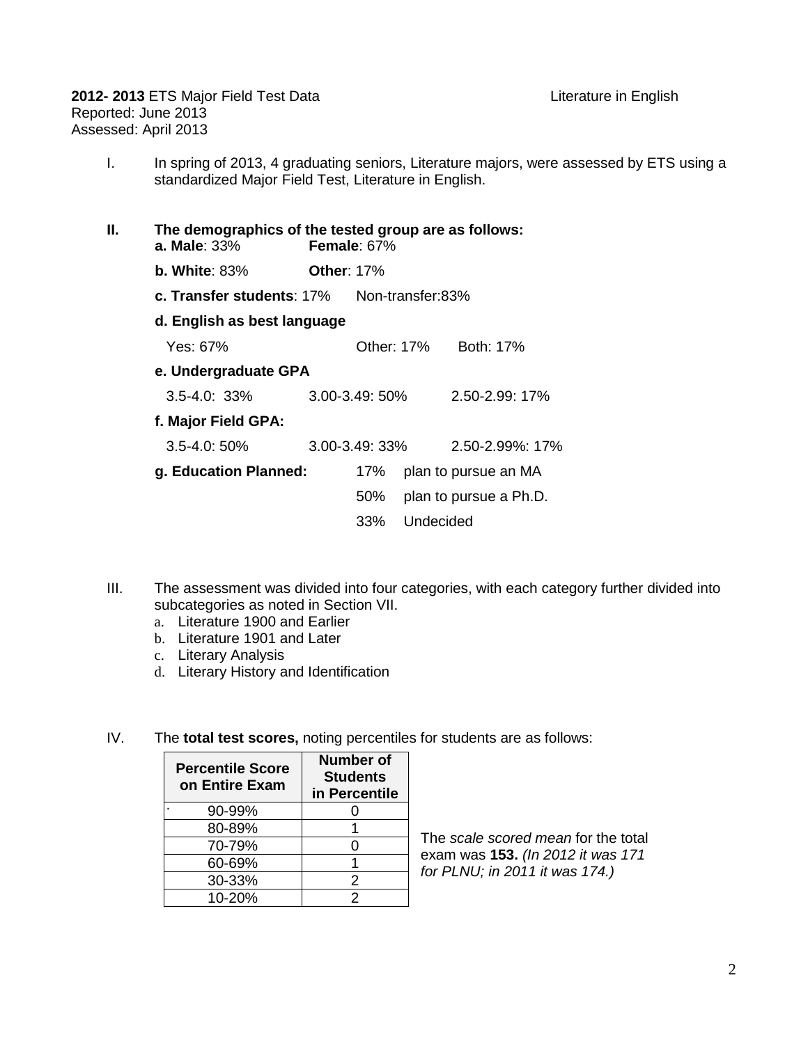**2012- 2013** ETS Major Field Test Data — Literature in English
Reported: June 2013
Assessed: April 2013

I. In spring of 2013, 4 graduating seniors, Literature majors, were assessed by ETS using a standardized Major Field Test, Literature in English.

**II. The demographics of the tested group are as follows:**

**a. Male**: 33% **Female**: 67%

**b. White**: 83% **Other**: 17%

**c. Transfer students**: 17% Non-transfer:83%

**d. English as best language**

Yes: 67% Other: 17% Both: 17%

**e. Undergraduate GPA**

3.5-4.0: 33% 3.00-3.49: 50% 2.50-2.99: 17%

**f. Major Field GPA:**

3.5-4.0: 50% 3.00-3.49: 33% 2.50-2.99%: 17%

**g. Education Planned:**

17% plan to pursue an MA

50% plan to pursue a Ph.D.

33% Undecided

III. The assessment was divided into four categories, with each category further divided into subcategories as noted in Section VII.

a. Literature 1900 and Earlier
b. Literature 1901 and Later
c. Literary Analysis
d. Literary History and Identification

IV. The **total test scores,** noting percentiles for students are as follows:

| Percentile Score on Entire Exam | Number of Students in Percentile |
|---|---|
| 90-99% | 0 |
| 80-89% | 1 |
| 70-79% | 0 |
| 60-69% | 1 |
| 30-33% | 2 |
| 10-20% | 2 |

The *scale scored mean* for the total exam was **153.** *(In 2012 it was 171 for PLNU; in 2011 it was 174.)*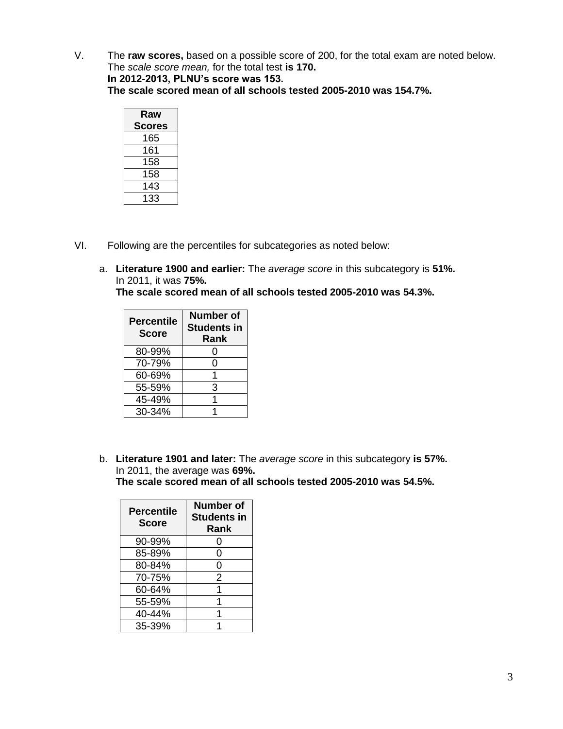V. The **raw scores,** based on a possible score of 200, for the total exam are noted below. The *scale score mean,* for the total test **is 170.**
**In 2012-2013, PLNU's score was 153.**
**The scale scored mean of all schools tested 2005-2010 was 154.7%.**

| Raw Scores |
|---|
| 165 |
| 161 |
| 158 |
| 158 |
| 143 |
| 133 |

VI. Following are the percentiles for subcategories as noted below:

a. **Literature 1900 and earlier:** The *average score* in this subcategory is **51%.** In 2011, it was **75%.**
**The scale scored mean of all schools tested 2005-2010 was 54.3%.**

| Percentile Score | Number of Students in Rank |
|---|---|
| 80-99% | 0 |
| 70-79% | 0 |
| 60-69% | 1 |
| 55-59% | 3 |
| 45-49% | 1 |
| 30-34% | 1 |

b. **Literature 1901 and later:** The *average score* in this subcategory **is 57%.** In 2011, the average was **69%.**
**The scale scored mean of all schools tested 2005-2010 was 54.5%.**

| Percentile Score | Number of Students in Rank |
|---|---|
| 90-99% | 0 |
| 85-89% | 0 |
| 80-84% | 0 |
| 70-75% | 2 |
| 60-64% | 1 |
| 55-59% | 1 |
| 40-44% | 1 |
| 35-39% | 1 |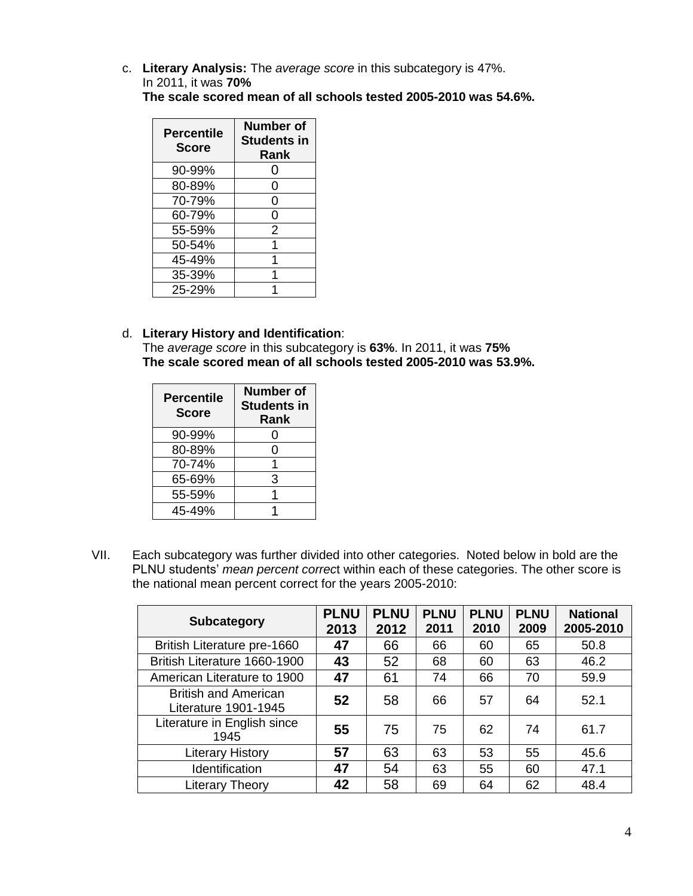c. **Literary Analysis:** The *average score* in this subcategory is 47%.
   In 2011, it was **70%**
   **The scale scored mean of all schools tested 2005-2010 was 54.6%.**

| Percentile Score | Number of Students in Rank |
|---|---|
| 90-99% | 0 |
| 80-89% | 0 |
| 70-79% | 0 |
| 60-79% | 0 |
| 55-59% | 2 |
| 50-54% | 1 |
| 45-49% | 1 |
| 35-39% | 1 |
| 25-29% | 1 |

d. **Literary History and Identification**:
   The *average score* in this subcategory is **63%**. In 2011, it was **75%**
   **The scale scored mean of all schools tested 2005-2010 was 53.9%.**

| Percentile Score | Number of Students in Rank |
|---|---|
| 90-99% | 0 |
| 80-89% | 0 |
| 70-74% | 1 |
| 65-69% | 3 |
| 55-59% | 1 |
| 45-49% | 1 |

VII. Each subcategory was further divided into other categories. Noted below in bold are the PLNU students' *mean percent correct* within each of these categories. The other score is the national mean percent correct for the years 2005-2010:

| Subcategory | PLNU 2013 | PLNU 2012 | PLNU 2011 | PLNU 2010 | PLNU 2009 | National 2005-2010 |
|---|---|---|---|---|---|---|
| British Literature pre-1660 | **47** | 66 | 66 | 60 | 65 | 50.8 |
| British Literature 1660-1900 | **43** | 52 | 68 | 60 | 63 | 46.2 |
| American Literature to 1900 | **47** | 61 | 74 | 66 | 70 | 59.9 |
| British and American Literature 1901-1945 | **52** | 58 | 66 | 57 | 64 | 52.1 |
| Literature in English since 1945 | **55** | 75 | 75 | 62 | 74 | 61.7 |
| Literary History | **57** | 63 | 63 | 53 | 55 | 45.6 |
| Identification | **47** | 54 | 63 | 55 | 60 | 47.1 |
| Literary Theory | **42** | 58 | 69 | 64 | 62 | 48.4 |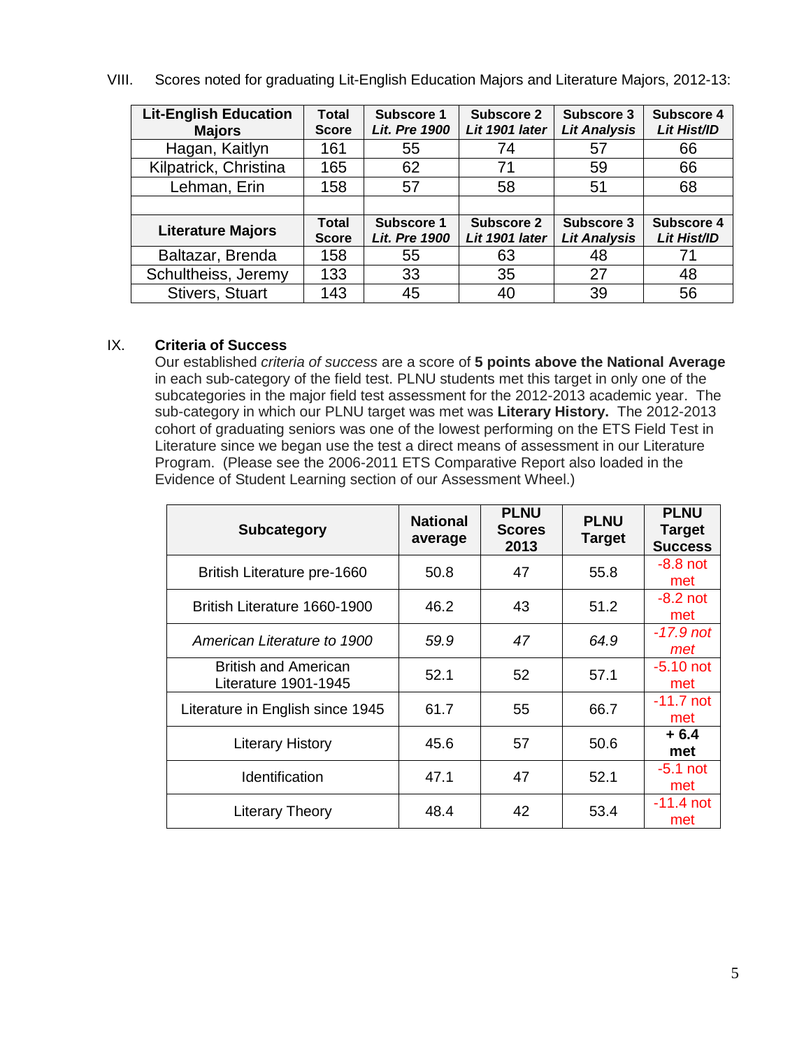VIII. Scores noted for graduating Lit-English Education Majors and Literature Majors, 2012-13:

| **Lit-English Education Majors** | **Total Score** | **Subscore 1** ***Lit. Pre 1900*** | **Subscore 2** ***Lit 1901 later*** | **Subscore 3** ***Lit Analysis*** | **Subscore 4** ***Lit Hist/ID*** |
|---|---|---|---|---|---|
| Hagan, Kaitlyn | 161 | 55 | 74 | 57 | 66 |
| Kilpatrick, Christina | 165 | 62 | 71 | 59 | 66 |
| Lehman, Erin | 158 | 57 | 58 | 51 | 68 |
| | | | | | |
| **Literature Majors** | **Total Score** | **Subscore 1** ***Lit. Pre 1900*** | **Subscore 2** ***Lit 1901 later*** | **Subscore 3** ***Lit Analysis*** | **Subscore 4** ***Lit Hist/ID*** |
| Baltazar, Brenda | 158 | 55 | 63 | 48 | 71 |
| Schultheiss, Jeremy | 133 | 33 | 35 | 27 | 48 |
| Stivers, Stuart | 143 | 45 | 40 | 39 | 56 |

IX. **Criteria of Success**

Our established *criteria of success* are a score of **5 points above the National Average** in each sub-category of the field test. PLNU students met this target in only one of the subcategories in the major field test assessment for the 2012-2013 academic year. The sub-category in which our PLNU target was met was **Literary History.** The 2012-2013 cohort of graduating seniors was one of the lowest performing on the ETS Field Test in Literature since we began use the test a direct means of assessment in our Literature Program. (Please see the 2006-2011 ETS Comparative Report also loaded in the Evidence of Student Learning section of our Assessment Wheel.)

| **Subcategory** | **National average** | **PLNU Scores 2013** | **PLNU Target** | **PLNU Target Success** |
|---|---|---|---|---|
| British Literature pre-1660 | 50.8 | 47 | 55.8 | -8.8 not met |
| British Literature 1660-1900 | 46.2 | 43 | 51.2 | -8.2 not met |
| *American Literature to 1900* | *59.9* | *47* | *64.9* | *-17.9 not met* |
| British and American Literature 1901-1945 | 52.1 | 52 | 57.1 | -5.10 not met |
| Literature in English since 1945 | 61.7 | 55 | 66.7 | -11.7 not met |
| Literary History | 45.6 | 57 | 50.6 | **+ 6.4 met** |
| Identification | 47.1 | 47 | 52.1 | -5.1 not met |
| Literary Theory | 48.4 | 42 | 53.4 | -11.4 not met |